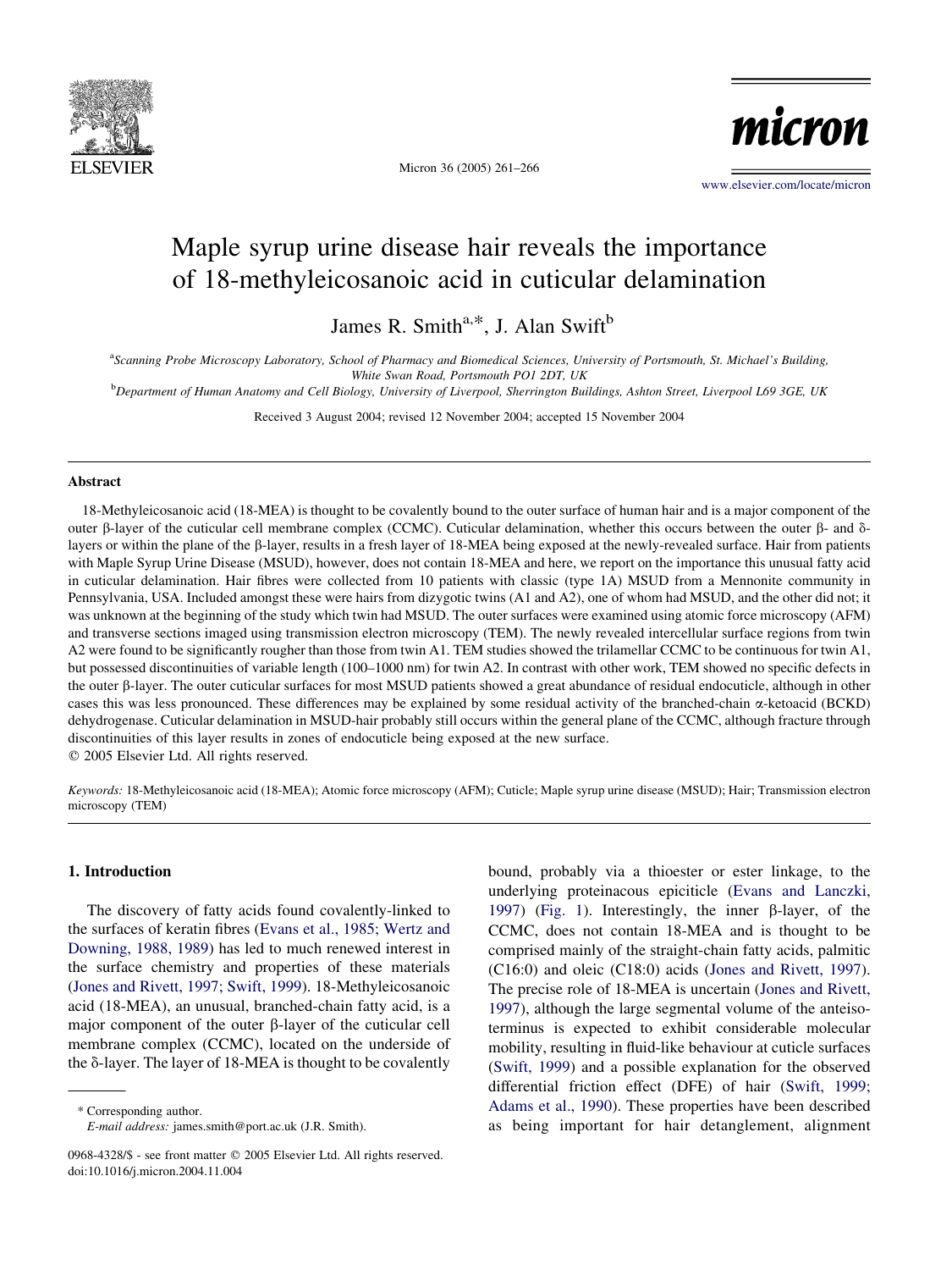# Maple syrup urine disease hair reveals the importance of 18-methyleicosanoic acid in cuticular delamination

James R. Smith[a,*], J. Alan Swift[b]

[a]Scanning Probe Microscopy Laboratory, School of Pharmacy and Biomedical Sciences, University of Portsmouth, St. Michael's Building, White Swan Road, Portsmouth PO1 2DT, UK

[b]Department of Human Anatomy and Cell Biology, University of Liverpool, Sherrington Buildings, Ashton Street, Liverpool L69 3GE, UK

Received 3 August 2004; revised 12 November 2004; accepted 15 November 2004

## Abstract

18-Methyleicosanoic acid (18-MEA) is thought to be covalently bound to the outer surface of human hair and is a major component of the outer β-layer of the cuticular cell membrane complex (CCMC). Cuticular delamination, whether this occurs between the outer β- and δ-layers or within the plane of the β-layer, results in a fresh layer of 18-MEA being exposed at the newly-revealed surface. Hair from patients with Maple Syrup Urine Disease (MSUD), however, does not contain 18-MEA and here, we report on the importance this unusual fatty acid in cuticular delamination. Hair fibres were collected from 10 patients with classic (type 1A) MSUD from a Mennonite community in Pennsylvania, USA. Included amongst these were hairs from dizygotic twins (A1 and A2), one of whom had MSUD, and the other did not; it was unknown at the beginning of the study which twin had MSUD. The outer surfaces were examined using atomic force microscopy (AFM) and transverse sections imaged using transmission electron microscopy (TEM). The newly revealed intercellular surface regions from twin A2 were found to be significantly rougher than those from twin A1. TEM studies showed the trilamellar CCMC to be continuous for twin A1, but possessed discontinuities of variable length (100–1000 nm) for twin A2. In contrast with other work, TEM showed no specific defects in the outer β-layer. The outer cuticular surfaces for most MSUD patients showed a great abundance of residual endocuticle, although in other cases this was less pronounced. These differences may be explained by some residual activity of the branched-chain α-ketoacid (BCKD) dehydrogenase. Cuticular delamination in MSUD-hair probably still occurs within the general plane of the CCMC, although fracture through discontinuities of this layer results in zones of endocuticle being exposed at the new surface.

© 2005 Elsevier Ltd. All rights reserved.

*Keywords:* 18-Methyleicosanoic acid (18-MEA); Atomic force microscopy (AFM); Cuticle; Maple syrup urine disease (MSUD); Hair; Transmission electron microscopy (TEM)

## 1. Introduction

The discovery of fatty acids found covalently-linked to the surfaces of keratin fibres (Evans et al., 1985; Wertz and Downing, 1988, 1989) has led to much renewed interest in the surface chemistry and properties of these materials (Jones and Rivett, 1997; Swift, 1999). 18-Methyleicosanoic acid (18-MEA), an unusual, branched-chain fatty acid, is a major component of the outer β-layer of the cuticular cell membrane complex (CCMC), located on the underside of the δ-layer. The layer of 18-MEA is thought to be covalently bound, probably via a thioester or ester linkage, to the underlying proteinacous epiciticle (Evans and Lanczki, 1997) (Fig. 1). Interestingly, the inner β-layer, of the CCMC, does not contain 18-MEA and is thought to be comprised mainly of the straight-chain fatty acids, palmitic (C16:0) and oleic (C18:0) acids (Jones and Rivett, 1997). The precise role of 18-MEA is uncertain (Jones and Rivett, 1997), although the large segmental volume of the anteiso-terminus is expected to exhibit considerable molecular mobility, resulting in fluid-like behaviour at cuticle surfaces (Swift, 1999) and a possible explanation for the observed differential friction effect (DFE) of hair (Swift, 1999; Adams et al., 1990). These properties have been described as being important for hair detanglement, alignment

\* Corresponding author.
*E-mail address:* james.smith@port.ac.uk (J.R. Smith).

0968-4328/$ - see front matter © 2005 Elsevier Ltd. All rights reserved.
doi:10.1016/j.micron.2004.11.004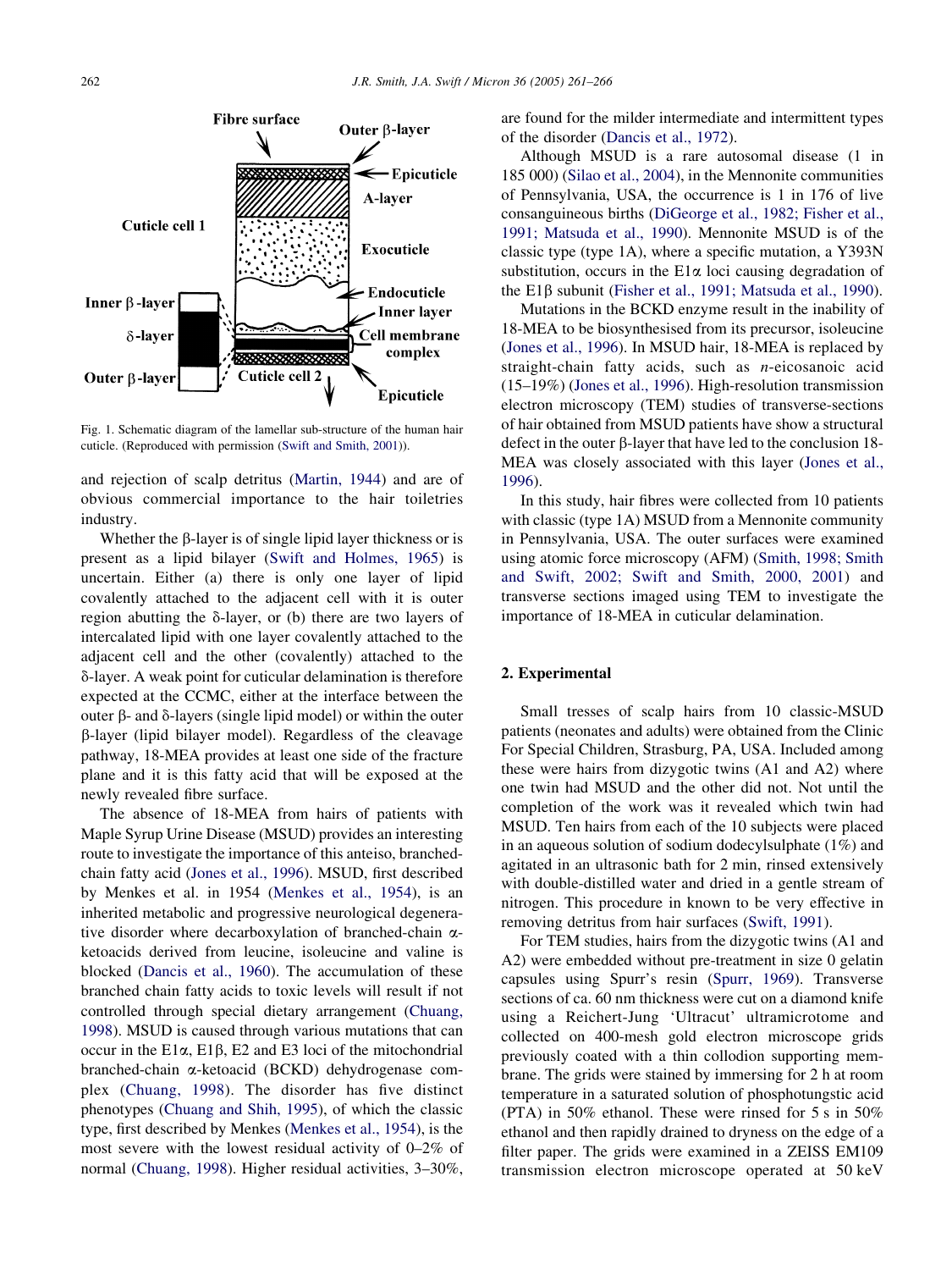Fig. 1. Schematic diagram of the lamellar sub-structure of the human hair cuticle. (Reproduced with permission (Swift and Smith, 2001)).

and rejection of scalp detritus (Martin, 1944) and are of obvious commercial importance to the hair toiletries industry.

Whether the β-layer is of single lipid layer thickness or is present as a lipid bilayer (Swift and Holmes, 1965) is uncertain. Either (a) there is only one layer of lipid covalently attached to the adjacent cell with it is outer region abutting the δ-layer, or (b) there are two layers of intercalated lipid with one layer covalently attached to the adjacent cell and the other (covalently) attached to the δ-layer. A weak point for cuticular delamination is therefore expected at the CCMC, either at the interface between the outer β- and δ-layers (single lipid model) or within the outer β-layer (lipid bilayer model). Regardless of the cleavage pathway, 18-MEA provides at least one side of the fracture plane and it is this fatty acid that will be exposed at the newly revealed fibre surface.

The absence of 18-MEA from hairs of patients with Maple Syrup Urine Disease (MSUD) provides an interesting route to investigate the importance of this anteiso, branched-chain fatty acid (Jones et al., 1996). MSUD, first described by Menkes et al. in 1954 (Menkes et al., 1954), is an inherited metabolic and progressive neurological degenerative disorder where decarboxylation of branched-chain α-ketoacids derived from leucine, isoleucine and valine is blocked (Dancis et al., 1960). The accumulation of these branched chain fatty acids to toxic levels will result if not controlled through special dietary arrangement (Chuang, 1998). MSUD is caused through various mutations that can occur in the E1α, E1β, E2 and E3 loci of the mitochondrial branched-chain α-ketoacid (BCKD) dehydrogenase complex (Chuang, 1998). The disorder has five distinct phenotypes (Chuang and Shih, 1995), of which the classic type, first described by Menkes (Menkes et al., 1954), is the most severe with the lowest residual activity of 0–2% of normal (Chuang, 1998). Higher residual activities, 3–30%, are found for the milder intermediate and intermittent types of the disorder (Dancis et al., 1972).

Although MSUD is a rare autosomal disease (1 in 185 000) (Silao et al., 2004), in the Mennonite communities of Pennsylvania, USA, the occurrence is 1 in 176 of live consanguineous births (DiGeorge et al., 1982; Fisher et al., 1991; Matsuda et al., 1990). Mennonite MSUD is of the classic type (type 1A), where a specific mutation, a Y393N substitution, occurs in the E1α loci causing degradation of the E1β subunit (Fisher et al., 1991; Matsuda et al., 1990).

Mutations in the BCKD enzyme result in the inability of 18-MEA to be biosynthesised from its precursor, isoleucine (Jones et al., 1996). In MSUD hair, 18-MEA is replaced by straight-chain fatty acids, such as *n*-eicosanoic acid (15–19%) (Jones et al., 1996). High-resolution transmission electron microscopy (TEM) studies of transverse-sections of hair obtained from MSUD patients have show a structural defect in the outer β-layer that have led to the conclusion 18-MEA was closely associated with this layer (Jones et al., 1996).

In this study, hair fibres were collected from 10 patients with classic (type 1A) MSUD from a Mennonite community in Pennsylvania, USA. The outer surfaces were examined using atomic force microscopy (AFM) (Smith, 1998; Smith and Swift, 2002; Swift and Smith, 2000, 2001) and transverse sections imaged using TEM to investigate the importance of 18-MEA in cuticular delamination.

## 2. Experimental

Small tresses of scalp hairs from 10 classic-MSUD patients (neonates and adults) were obtained from the Clinic For Special Children, Strasburg, PA, USA. Included among these were hairs from dizygotic twins (A1 and A2) where one twin had MSUD and the other did not. Not until the completion of the work was it revealed which twin had MSUD. Ten hairs from each of the 10 subjects were placed in an aqueous solution of sodium dodecylsulphate (1%) and agitated in an ultrasonic bath for 2 min, rinsed extensively with double-distilled water and dried in a gentle stream of nitrogen. This procedure in known to be very effective in removing detritus from hair surfaces (Swift, 1991).

For TEM studies, hairs from the dizygotic twins (A1 and A2) were embedded without pre-treatment in size 0 gelatin capsules using Spurr's resin (Spurr, 1969). Transverse sections of ca. 60 nm thickness were cut on a diamond knife using a Reichert-Jung 'Ultracut' ultramicrotome and collected on 400-mesh gold electron microscope grids previously coated with a thin collodion supporting membrane. The grids were stained by immersing for 2 h at room temperature in a saturated solution of phosphotungstic acid (PTA) in 50% ethanol. These were rinsed for 5 s in 50% ethanol and then rapidly drained to dryness on the edge of a filter paper. The grids were examined in a ZEISS EM109 transmission electron microscope operated at 50 keV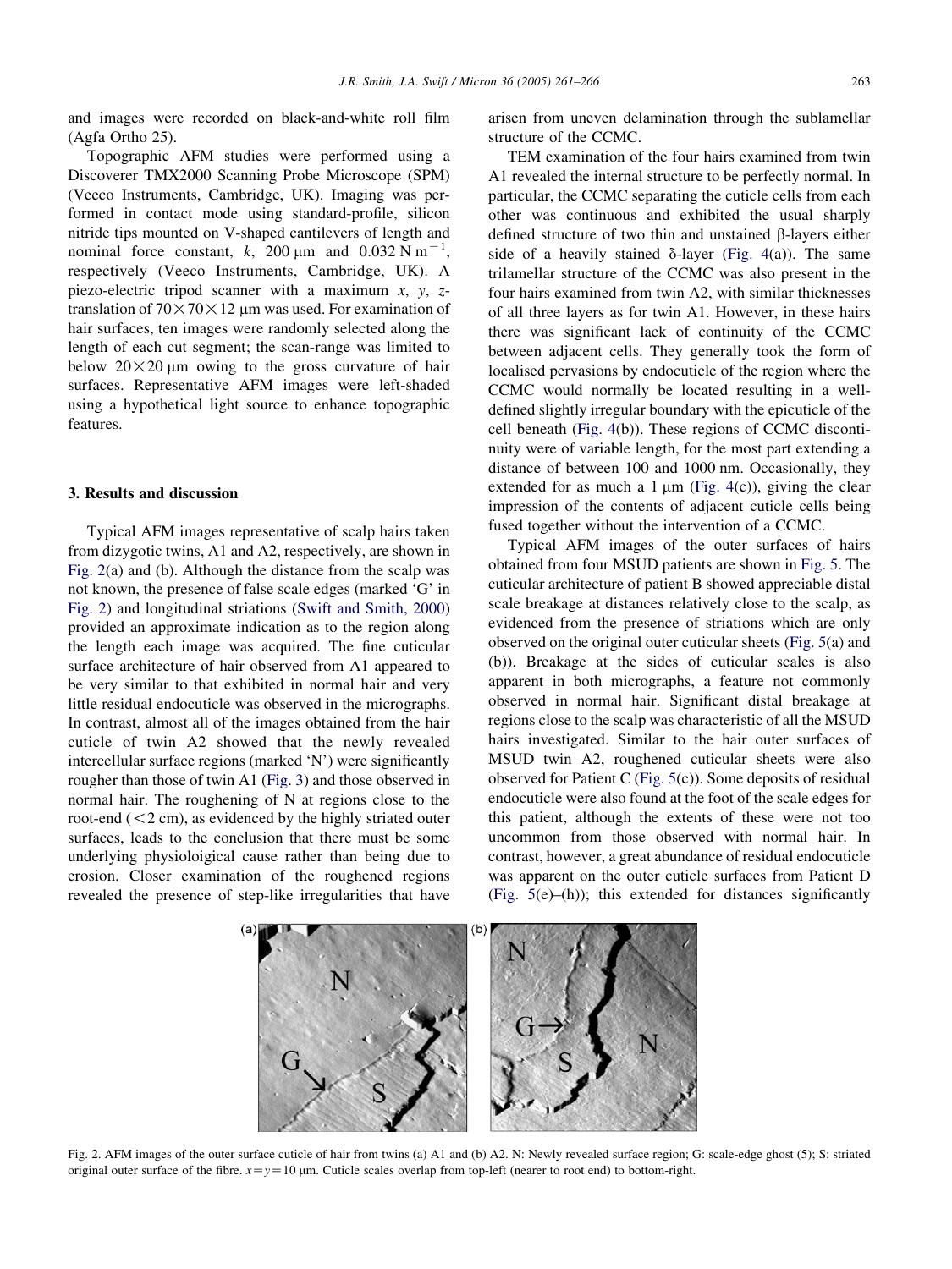and images were recorded on black-and-white roll film (Agfa Ortho 25).

Topographic AFM studies were performed using a Discoverer TMX2000 Scanning Probe Microscope (SPM) (Veeco Instruments, Cambridge, UK). Imaging was performed in contact mode using standard-profile, silicon nitride tips mounted on V-shaped cantilevers of length and nominal force constant, $k$, 200 μm and 0.032 N $m^{-1}$, respectively (Veeco Instruments, Cambridge, UK). A piezo-electric tripod scanner with a maximum $x$, $y$, $z$-translation of 70×70×12 μm was used. For examination of hair surfaces, ten images were randomly selected along the length of each cut segment; the scan-range was limited to below 20×20 μm owing to the gross curvature of hair surfaces. Representative AFM images were left-shaded using a hypothetical light source to enhance topographic features.

## 3. Results and discussion

Typical AFM images representative of scalp hairs taken from dizygotic twins, A1 and A2, respectively, are shown in Fig. 2(a) and (b). Although the distance from the scalp was not known, the presence of false scale edges (marked 'G' in Fig. 2) and longitudinal striations (Swift and Smith, 2000) provided an approximate indication as to the region along the length each image was acquired. The fine cuticular surface architecture of hair observed from A1 appeared to be very similar to that exhibited in normal hair and very little residual endocuticle was observed in the micrographs. In contrast, almost all of the images obtained from the hair cuticle of twin A2 showed that the newly revealed intercellular surface regions (marked 'N') were significantly rougher than those of twin A1 (Fig. 3) and those observed in normal hair. The roughening of N at regions close to the root-end (<2 cm), as evidenced by the highly striated outer surfaces, leads to the conclusion that there must be some underlying physioloigical cause rather than being due to erosion. Closer examination of the roughened regions revealed the presence of step-like irregularities that have arisen from uneven delamination through the sublamellar structure of the CCMC.

TEM examination of the four hairs examined from twin A1 revealed the internal structure to be perfectly normal. In particular, the CCMC separating the cuticle cells from each other was continuous and exhibited the usual sharply defined structure of two thin and unstained β-layers either side of a heavily stained δ-layer (Fig. 4(a)). The same trilamellar structure of the CCMC was also present in the four hairs examined from twin A2, with similar thicknesses of all three layers as for twin A1. However, in these hairs there was significant lack of continuity of the CCMC between adjacent cells. They generally took the form of localised pervasions by endocuticle of the region where the CCMC would normally be located resulting in a well-defined slightly irregular boundary with the epicuticle of the cell beneath (Fig. 4(b)). These regions of CCMC discontinuity were of variable length, for the most part extending a distance of between 100 and 1000 nm. Occasionally, they extended for as much a 1 μm (Fig. 4(c)), giving the clear impression of the contents of adjacent cuticle cells being fused together without the intervention of a CCMC.

Typical AFM images of the outer surfaces of hairs obtained from four MSUD patients are shown in Fig. 5. The cuticular architecture of patient B showed appreciable distal scale breakage at distances relatively close to the scalp, as evidenced from the presence of striations which are only observed on the original outer cuticular sheets (Fig. 5(a) and (b)). Breakage at the sides of cuticular scales is also apparent in both micrographs, a feature not commonly observed in normal hair. Significant distal breakage at regions close to the scalp was characteristic of all the MSUD hairs investigated. Similar to the hair outer surfaces of MSUD twin A2, roughened cuticular sheets were also observed for Patient C (Fig. 5(c)). Some deposits of residual endocuticle were also found at the foot of the scale edges for this patient, although the extents of these were not too uncommon from those observed with normal hair. In contrast, however, a great abundance of residual endocuticle was apparent on the outer cuticle surfaces from Patient D (Fig. 5(e)–(h)); this extended for distances significantly

Fig. 2. AFM images of the outer surface cuticle of hair from twins (a) A1 and (b) A2. N: Newly revealed surface region; G: scale-edge ghost (5); S: striated original outer surface of the fibre. $x=y=10$ μm. Cuticle scales overlap from top-left (nearer to root end) to bottom-right.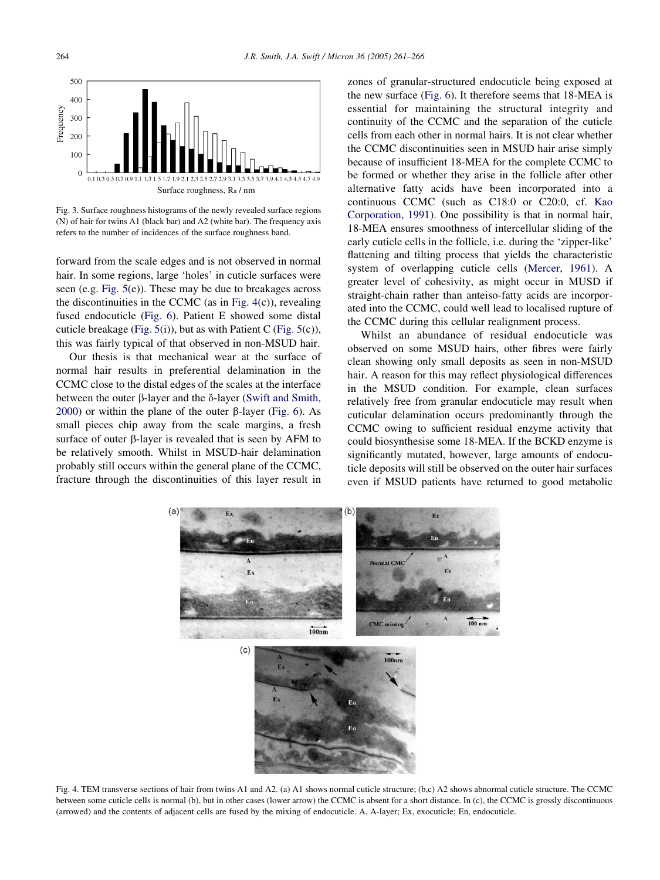Fig. 3. Surface roughness histograms of the newly revealed surface regions (N) of hair for twins A1 (black bar) and A2 (white bar). The frequency axis refers to the number of incidences of the surface roughness band.

forward from the scale edges and is not observed in normal hair. In some regions, large 'holes' in cuticle surfaces were seen (e.g. Fig. 5(e)). These may be due to breakages across the discontinuities in the CCMC (as in Fig. 4(c)), revealing fused endocuticle (Fig. 6). Patient E showed some distal cuticle breakage (Fig. 5(i)), but as with Patient C (Fig. 5(c)), this was fairly typical of that observed in non-MSUD hair.

Our thesis is that mechanical wear at the surface of normal hair results in preferential delamination in the CCMC close to the distal edges of the scales at the interface between the outer β-layer and the δ-layer (Swift and Smith, 2000) or within the plane of the outer β-layer (Fig. 6). As small pieces chip away from the scale margins, a fresh surface of outer β-layer is revealed that is seen by AFM to be relatively smooth. Whilst in MSUD-hair delamination probably still occurs within the general plane of the CCMC, fracture through the discontinuities of this layer result in zones of granular-structured endocuticle being exposed at the new surface (Fig. 6). It therefore seems that 18-MEA is essential for maintaining the structural integrity and continuity of the CCMC and the separation of the cuticle cells from each other in normal hairs. It is not clear whether the CCMC discontinuities seen in MSUD hair arise simply because of insufficient 18-MEA for the complete CCMC to be formed or whether they arise in the follicle after other alternative fatty acids have been incorporated into a continuous CCMC (such as C18:0 or C20:0, cf. Kao Corporation, 1991). One possibility is that in normal hair, 18-MEA ensures smoothness of intercellular sliding of the early cuticle cells in the follicle, i.e. during the 'zipper-like' flattening and tilting process that yields the characteristic system of overlapping cuticle cells (Mercer, 1961). A greater level of cohesivity, as might occur in MUSD if straight-chain rather than anteiso-fatty acids are incorporated into the CCMC, could well lead to localised rupture of the CCMC during this cellular realignment process.

Whilst an abundance of residual endocuticle was observed on some MSUD hairs, other fibres were fairly clean showing only small deposits as seen in non-MSUD hair. A reason for this may reflect physiological differences in the MSUD condition. For example, clean surfaces relatively free from granular endocuticle may result when cuticular delamination occurs predominantly through the CCMC owing to sufficient residual enzyme activity that could biosynthesise some 18-MEA. If the BCKD enzyme is significantly mutated, however, large amounts of endocuticle deposits will still be observed on the outer hair surfaces even if MSUD patients have returned to good metabolic

Fig. 4. TEM transverse sections of hair from twins A1 and A2. (a) A1 shows normal cuticle structure; (b,c) A2 shows abnormal cuticle structure. The CCMC between some cuticle cells is normal (b), but in other cases (lower arrow) the CCMC is absent for a short distance. In (c), the CCMC is grossly discontinuous (arrowed) and the contents of adjacent cells are fused by the mixing of endocuticle. A, A-layer; Ex, exocuticle; En, endocuticle.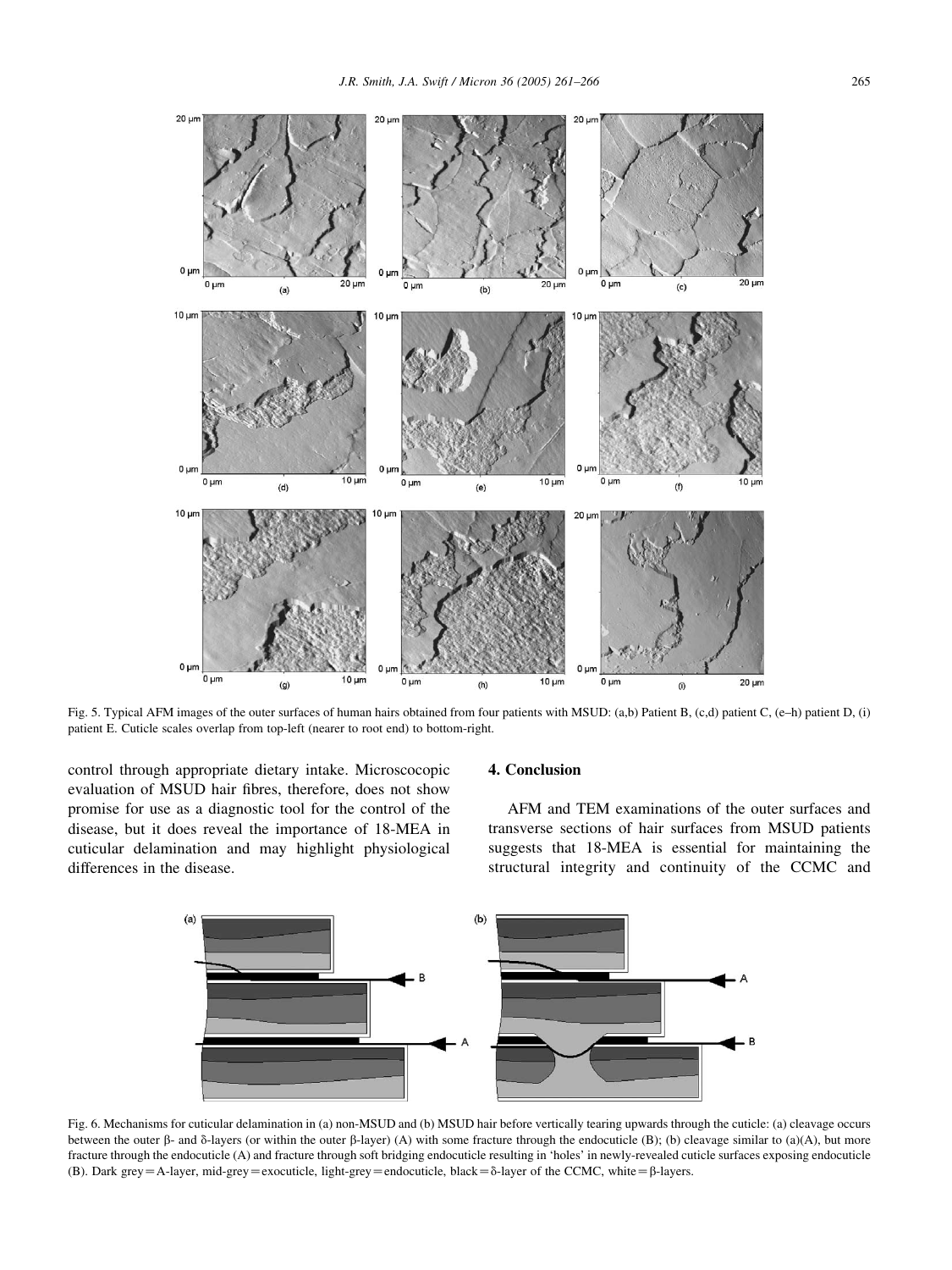Fig. 5. Typical AFM images of the outer surfaces of human hairs obtained from four patients with MSUD: (a,b) Patient B, (c,d) patient C, (e–h) patient D, (i) patient E. Cuticle scales overlap from top-left (nearer to root end) to bottom-right.

control through appropriate dietary intake. Micrococopic evaluation of MSUD hair fibres, therefore, does not show promise for use as a diagnostic tool for the control of the disease, but it does reveal the importance of 18-MEA in cuticular delamination and may highlight physiological differences in the disease.

## 4. Conclusion

AFM and TEM examinations of the outer surfaces and transverse sections of hair surfaces from MSUD patients suggests that 18-MEA is essential for maintaining the structural integrity and continuity of the CCMC and

Fig. 6. Mechanisms for cuticular delamination in (a) non-MSUD and (b) MSUD hair before vertically tearing upwards through the cuticle: (a) cleavage occurs between the outer β- and δ-layers (or within the outer β-layer) (A) with some fracture through the endocuticle (B); (b) cleavage similar to (a)(A), but more fracture through the endocuticle (A) and fracture through soft bridging endocuticle resulting in 'holes' in newly-revealed cuticle surfaces exposing endocuticle (B). Dark grey = A-layer, mid-grey = exocuticle, light-grey = endocuticle, black = δ-layer of the CCMC, white = β-layers.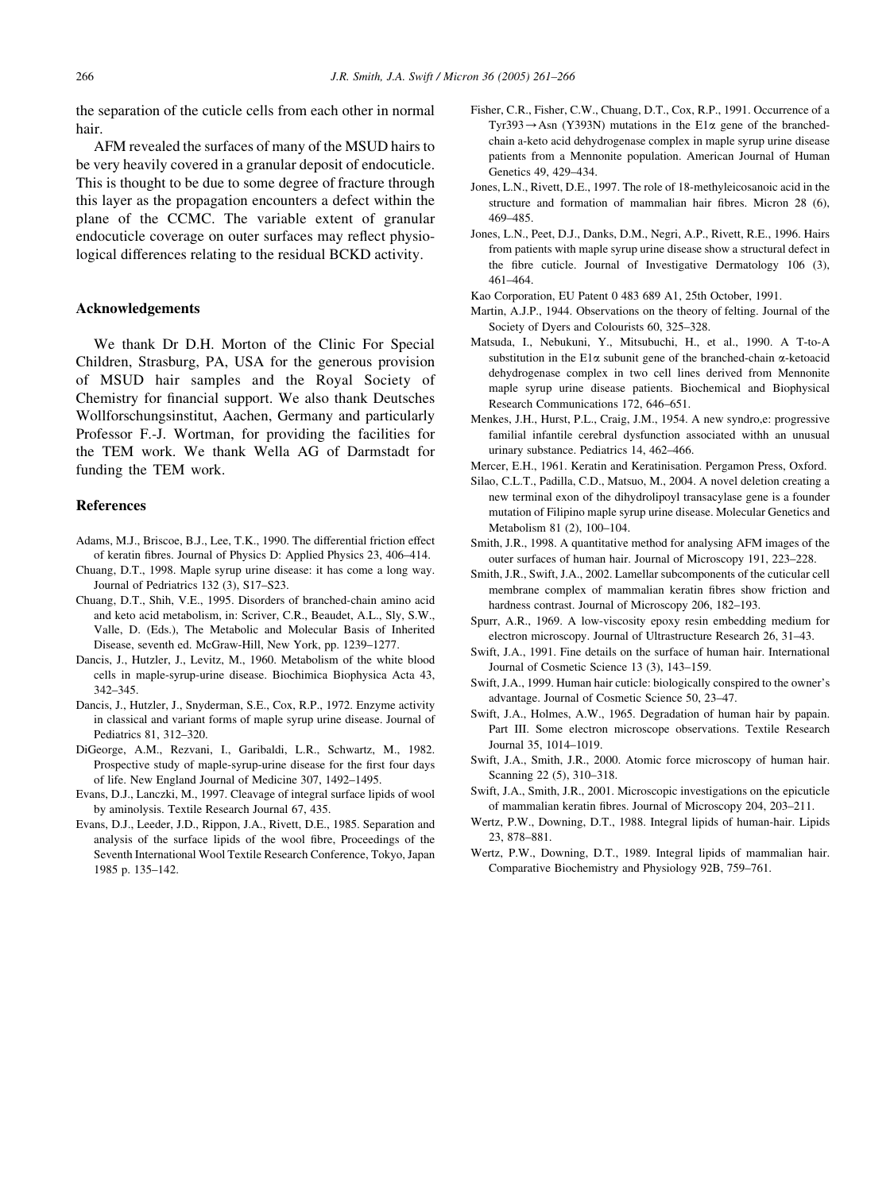the separation of the cuticle cells from each other in normal hair.

AFM revealed the surfaces of many of the MSUD hairs to be very heavily covered in a granular deposit of endocuticle. This is thought to be due to some degree of fracture through this layer as the propagation encounters a defect within the plane of the CCMC. The variable extent of granular endocuticle coverage on outer surfaces may reflect physiological differences relating to the residual BCKD activity.

## Acknowledgements

We thank Dr D.H. Morton of the Clinic For Special Children, Strasburg, PA, USA for the generous provision of MSUD hair samples and the Royal Society of Chemistry for financial support. We also thank Deutsches Wollforschungsinstitut, Aachen, Germany and particularly Professor F.-J. Wortman, for providing the facilities for the TEM work. We thank Wella AG of Darmstadt for funding the TEM work.

## References

Adams, M.J., Briscoe, B.J., Lee, T.K., 1990. The differential friction effect of keratin fibres. Journal of Physics D: Applied Physics 23, 406–414.

Chuang, D.T., 1998. Maple syrup urine disease: it has come a long way. Journal of Pedriatrics 132 (3), S17–S23.

Chuang, D.T., Shih, V.E., 1995. Disorders of branched-chain amino acid and keto acid metabolism, in: Scriver, C.R., Beaudet, A.L., Sly, S.W., Valle, D. (Eds.), The Metabolic and Molecular Basis of Inherited Disease, seventh ed. McGraw-Hill, New York, pp. 1239–1277.

Dancis, J., Hutzler, J., Levitz, M., 1960. Metabolism of the white blood cells in maple-syrup-urine disease. Biochimica Biophysica Acta 43, 342–345.

Dancis, J., Hutzler, J., Snyderman, S.E., Cox, R.P., 1972. Enzyme activity in classical and variant forms of maple syrup urine disease. Journal of Pediatrics 81, 312–320.

DiGeorge, A.M., Rezvani, I., Garibaldi, L.R., Schwartz, M., 1982. Prospective study of maple-syrup-urine disease for the first four days of life. New England Journal of Medicine 307, 1492–1495.

Evans, D.J., Lanczki, M., 1997. Cleavage of integral surface lipids of wool by aminolysis. Textile Research Journal 67, 435.

Evans, D.J., Leeder, J.D., Rippon, J.A., Rivett, D.E., 1985. Separation and analysis of the surface lipids of the wool fibre, Proceedings of the Seventh International Wool Textile Research Conference, Tokyo, Japan 1985 p. 135–142.

Fisher, C.R., Fisher, C.W., Chuang, D.T., Cox, R.P., 1991. Occurrence of a Tyr393→Asn (Y393N) mutations in the E1α gene of the branched-chain a-keto acid dehydrogenase complex in maple syrup urine disease patients from a Mennonite population. American Journal of Human Genetics 49, 429–434.

Jones, L.N., Rivett, D.E., 1997. The role of 18-methyleicosanoic acid in the structure and formation of mammalian hair fibres. Micron 28 (6), 469–485.

Jones, L.N., Peet, D.J., Danks, D.M., Negri, A.P., Rivett, R.E., 1996. Hairs from patients with maple syrup urine disease show a structural defect in the fibre cuticle. Journal of Investigative Dermatology 106 (3), 461–464.

Kao Corporation, EU Patent 0 483 689 A1, 25th October, 1991.

Martin, A.J.P., 1944. Observations on the theory of felting. Journal of the Society of Dyers and Colourists 60, 325–328.

Matsuda, I., Nebukuni, Y., Mitsubuchi, H., et al., 1990. A T-to-A substitution in the E1α subunit gene of the branched-chain α-ketoacid dehydrogenase complex in two cell lines derived from Mennonite maple syrup urine disease patients. Biochemical and Biophysical Research Communications 172, 646–651.

Menkes, J.H., Hurst, P.L., Craig, J.M., 1954. A new syndro,e: progressive familial infantile cerebral dysfunction associated withh an unusual urinary substance. Pediatrics 14, 462–466.

Mercer, E.H., 1961. Keratin and Keratinisation. Pergamon Press, Oxford.

Silao, C.L.T., Padilla, C.D., Matsuo, M., 2004. A novel deletion creating a new terminal exon of the dihydrolipoyl transacylase gene is a founder mutation of Filipino maple syrup urine disease. Molecular Genetics and Metabolism 81 (2), 100–104.

Smith, J.R., 1998. A quantitative method for analysing AFM images of the outer surfaces of human hair. Journal of Microscopy 191, 223–228.

Smith, J.R., Swift, J.A., 2002. Lamellar subcomponents of the cuticular cell membrane complex of mammalian keratin fibres show friction and hardness contrast. Journal of Microscopy 206, 182–193.

Spurr, A.R., 1969. A low-viscosity epoxy resin embedding medium for electron microscopy. Journal of Ultrastructure Research 26, 31–43.

Swift, J.A., 1991. Fine details on the surface of human hair. International Journal of Cosmetic Science 13 (3), 143–159.

Swift, J.A., 1999. Human hair cuticle: biologically conspired to the owner's advantage. Journal of Cosmetic Science 50, 23–47.

Swift, J.A., Holmes, A.W., 1965. Degradation of human hair by papain. Part III. Some electron microscope observations. Textile Research Journal 35, 1014–1019.

Swift, J.A., Smith, J.R., 2000. Atomic force microscopy of human hair. Scanning 22 (5), 310–318.

Swift, J.A., Smith, J.R., 2001. Microscopic investigations on the epicuticle of mammalian keratin fibres. Journal of Microscopy 204, 203–211.

Wertz, P.W., Downing, D.T., 1988. Integral lipids of human-hair. Lipids 23, 878–881.

Wertz, P.W., Downing, D.T., 1989. Integral lipids of mammalian hair. Comparative Biochemistry and Physiology 92B, 759–761.